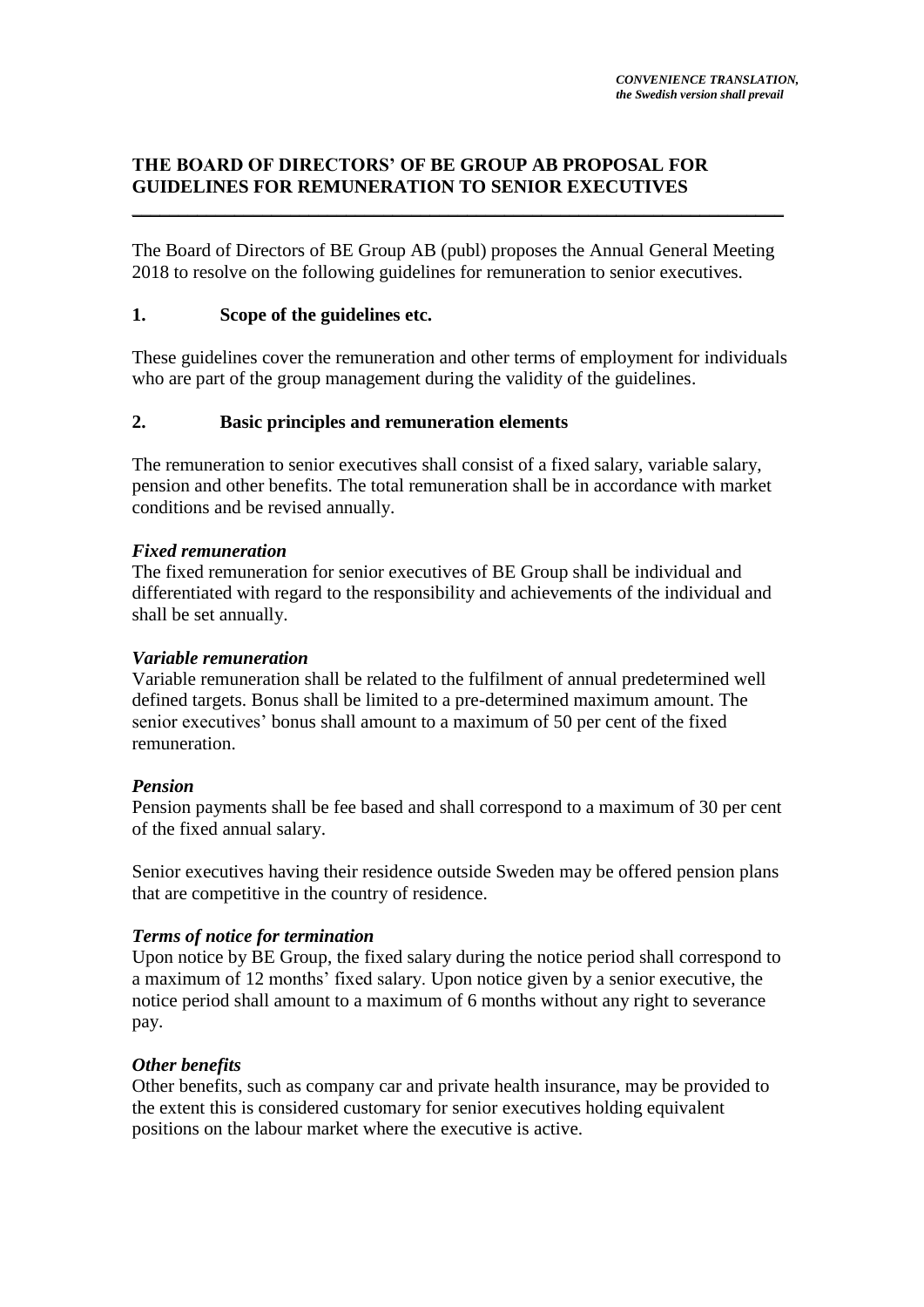*CONVENIENCE TRANSLATION,*
*the Swedish version shall prevail*

# THE BOARD OF DIRECTORS' OF BE GROUP AB PROPOSAL FOR GUIDELINES FOR REMUNERATION TO SENIOR EXECUTIVES

The Board of Directors of BE Group AB (publ) proposes the Annual General Meeting 2018 to resolve on the following guidelines for remuneration to senior executives.

## 1. Scope of the guidelines etc.

These guidelines cover the remuneration and other terms of employment for individuals who are part of the group management during the validity of the guidelines.

## 2. Basic principles and remuneration elements

The remuneration to senior executives shall consist of a fixed salary, variable salary, pension and other benefits. The total remuneration shall be in accordance with market conditions and be revised annually.

***Fixed remuneration***
The fixed remuneration for senior executives of BE Group shall be individual and differentiated with regard to the responsibility and achievements of the individual and shall be set annually.

***Variable remuneration***
Variable remuneration shall be related to the fulfilment of annual predetermined well defined targets. Bonus shall be limited to a pre-determined maximum amount. The senior executives' bonus shall amount to a maximum of 50 per cent of the fixed remuneration.

***Pension***
Pension payments shall be fee based and shall correspond to a maximum of 30 per cent of the fixed annual salary.

Senior executives having their residence outside Sweden may be offered pension plans that are competitive in the country of residence.

***Terms of notice for termination***
Upon notice by BE Group, the fixed salary during the notice period shall correspond to a maximum of 12 months' fixed salary. Upon notice given by a senior executive, the notice period shall amount to a maximum of 6 months without any right to severance pay.

***Other benefits***
Other benefits, such as company car and private health insurance, may be provided to the extent this is considered customary for senior executives holding equivalent positions on the labour market where the executive is active.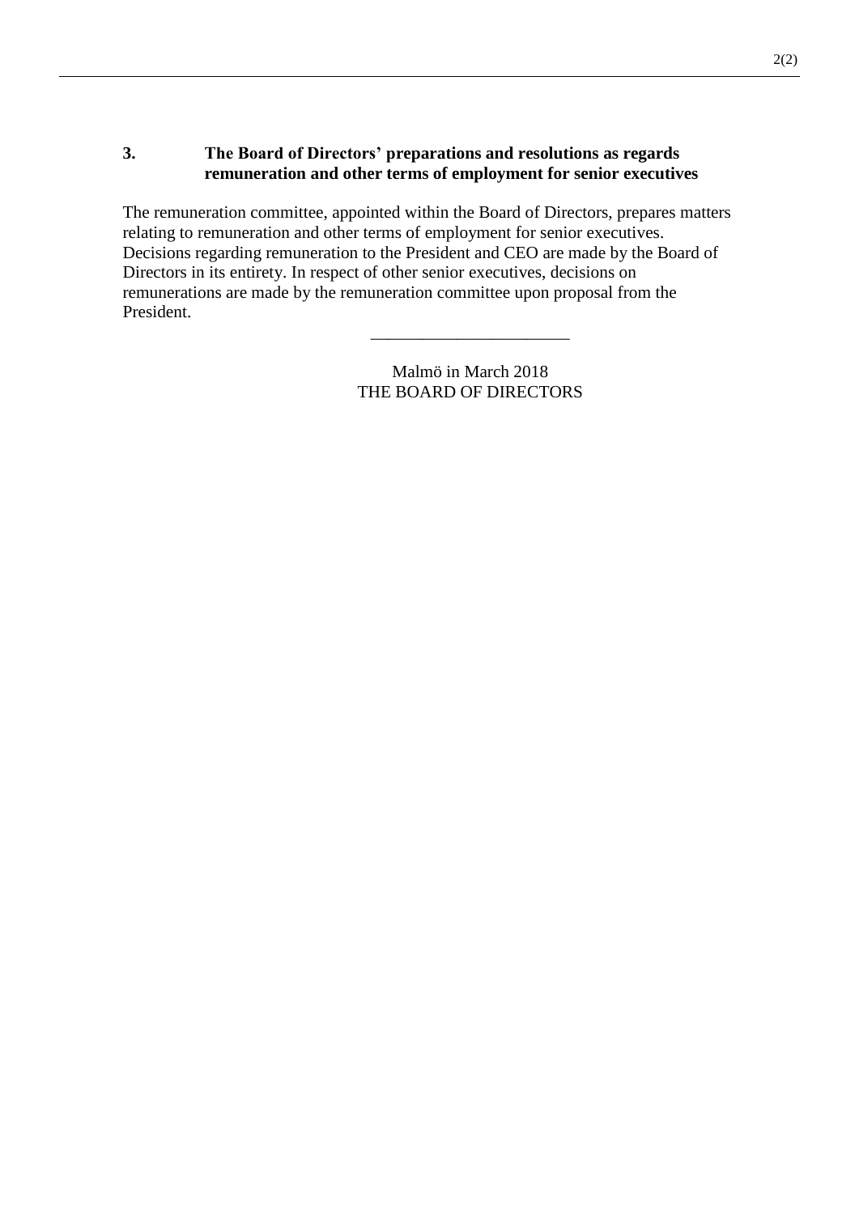## 3. The Board of Directors' preparations and resolutions as regards remuneration and other terms of employment for senior executives

The remuneration committee, appointed within the Board of Directors, prepares matters relating to remuneration and other terms of employment for senior executives. Decisions regarding remuneration to the President and CEO are made by the Board of Directors in its entirety. In respect of other senior executives, decisions on remunerations are made by the remuneration committee upon proposal from the President.

\_\_\_\_\_\_\_\_\_\_\_\_\_\_\_\_\_\_\_\_\_\_\_

Malmö in March 2018
THE BOARD OF DIRECTORS